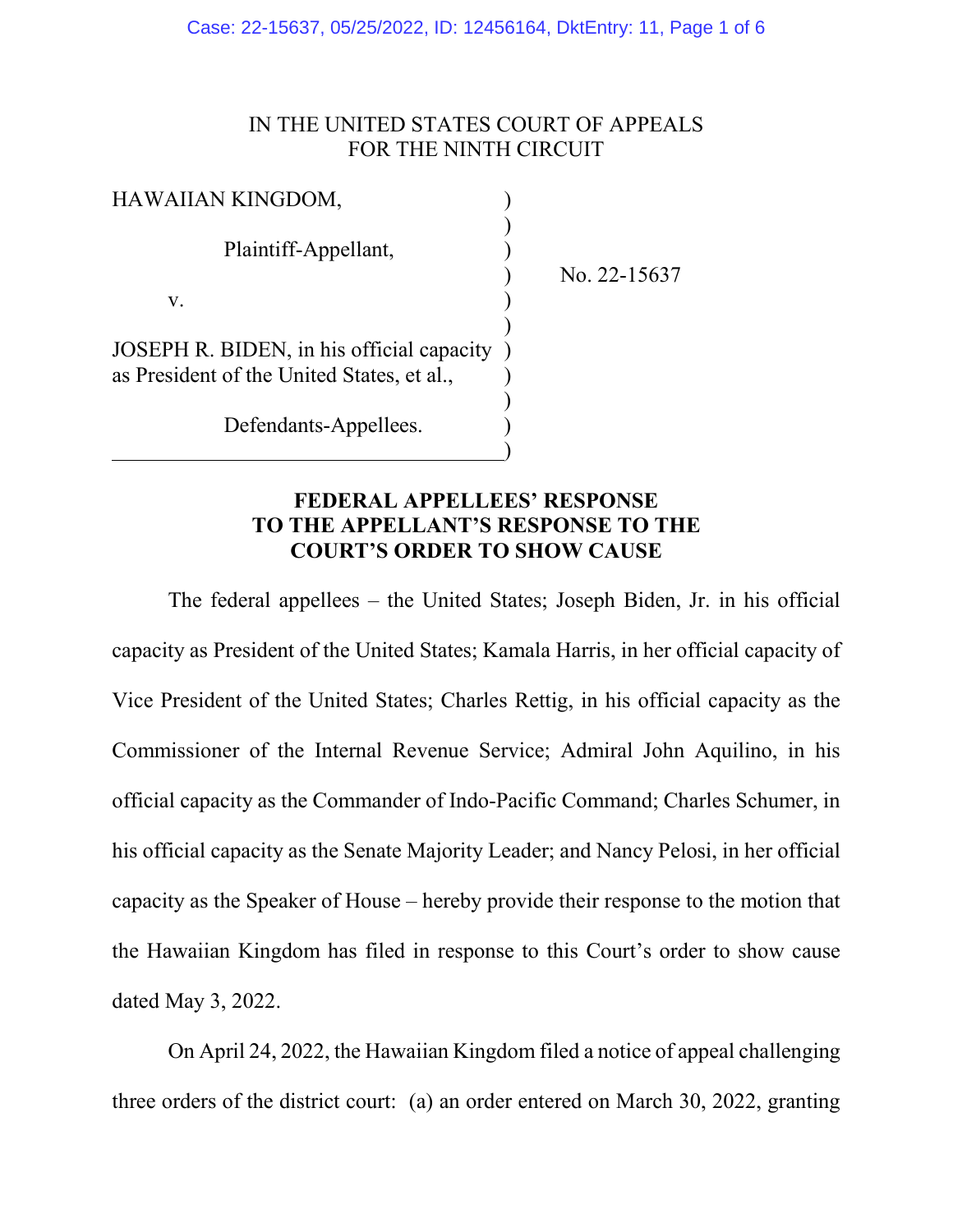IN THE UNITED STATES COURT OF APPEALS
FOR THE NINTH CIRCUIT

| | | |
|---|---|---|
| HAWAIIAN KINGDOM,<br><br>Plaintiff-Appellant,<br><br>v.<br><br>JOSEPH R. BIDEN, in his official capacity as President of the United States, et al.,<br><br>Defendants-Appellees. | ) | No. 22-15637 |

**FEDERAL APPELLEES' RESPONSE TO THE APPELLANT'S RESPONSE TO THE COURT'S ORDER TO SHOW CAUSE**

The federal appellees – the United States; Joseph Biden, Jr. in his official capacity as President of the United States; Kamala Harris, in her official capacity of Vice President of the United States; Charles Rettig, in his official capacity as the Commissioner of the Internal Revenue Service; Admiral John Aquilino, in his official capacity as the Commander of Indo-Pacific Command; Charles Schumer, in his official capacity as the Senate Majority Leader; and Nancy Pelosi, in her official capacity as the Speaker of House – hereby provide their response to the motion that the Hawaiian Kingdom has filed in response to this Court's order to show cause dated May 3, 2022.

On April 24, 2022, the Hawaiian Kingdom filed a notice of appeal challenging three orders of the district court: (a) an order entered on March 30, 2022, granting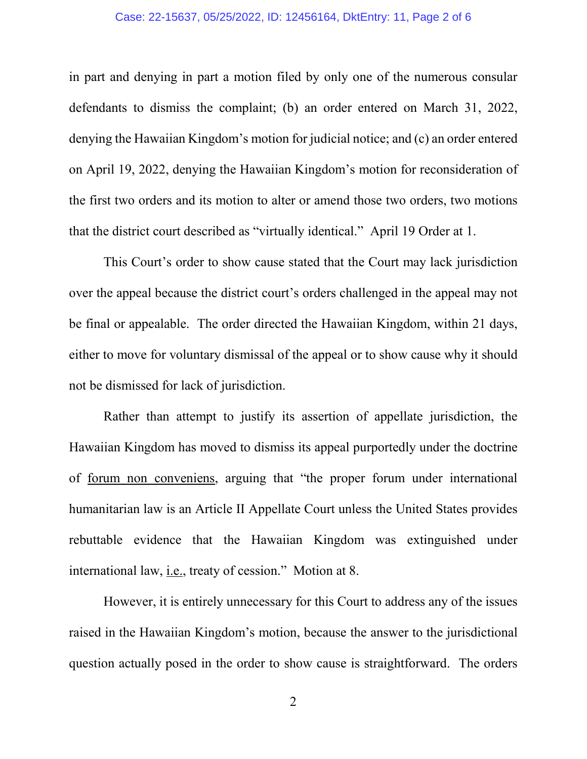in part and denying in part a motion filed by only one of the numerous consular defendants to dismiss the complaint; (b) an order entered on March 31, 2022, denying the Hawaiian Kingdom's motion for judicial notice; and (c) an order entered on April 19, 2022, denying the Hawaiian Kingdom's motion for reconsideration of the first two orders and its motion to alter or amend those two orders, two motions that the district court described as "virtually identical." April 19 Order at 1.

This Court's order to show cause stated that the Court may lack jurisdiction over the appeal because the district court's orders challenged in the appeal may not be final or appealable. The order directed the Hawaiian Kingdom, within 21 days, either to move for voluntary dismissal of the appeal or to show cause why it should not be dismissed for lack of jurisdiction.

Rather than attempt to justify its assertion of appellate jurisdiction, the Hawaiian Kingdom has moved to dismiss its appeal purportedly under the doctrine of forum non conveniens, arguing that "the proper forum under international humanitarian law is an Article II Appellate Court unless the United States provides rebuttable evidence that the Hawaiian Kingdom was extinguished under international law, i.e., treaty of cession." Motion at 8.

However, it is entirely unnecessary for this Court to address any of the issues raised in the Hawaiian Kingdom's motion, because the answer to the jurisdictional question actually posed in the order to show cause is straightforward. The orders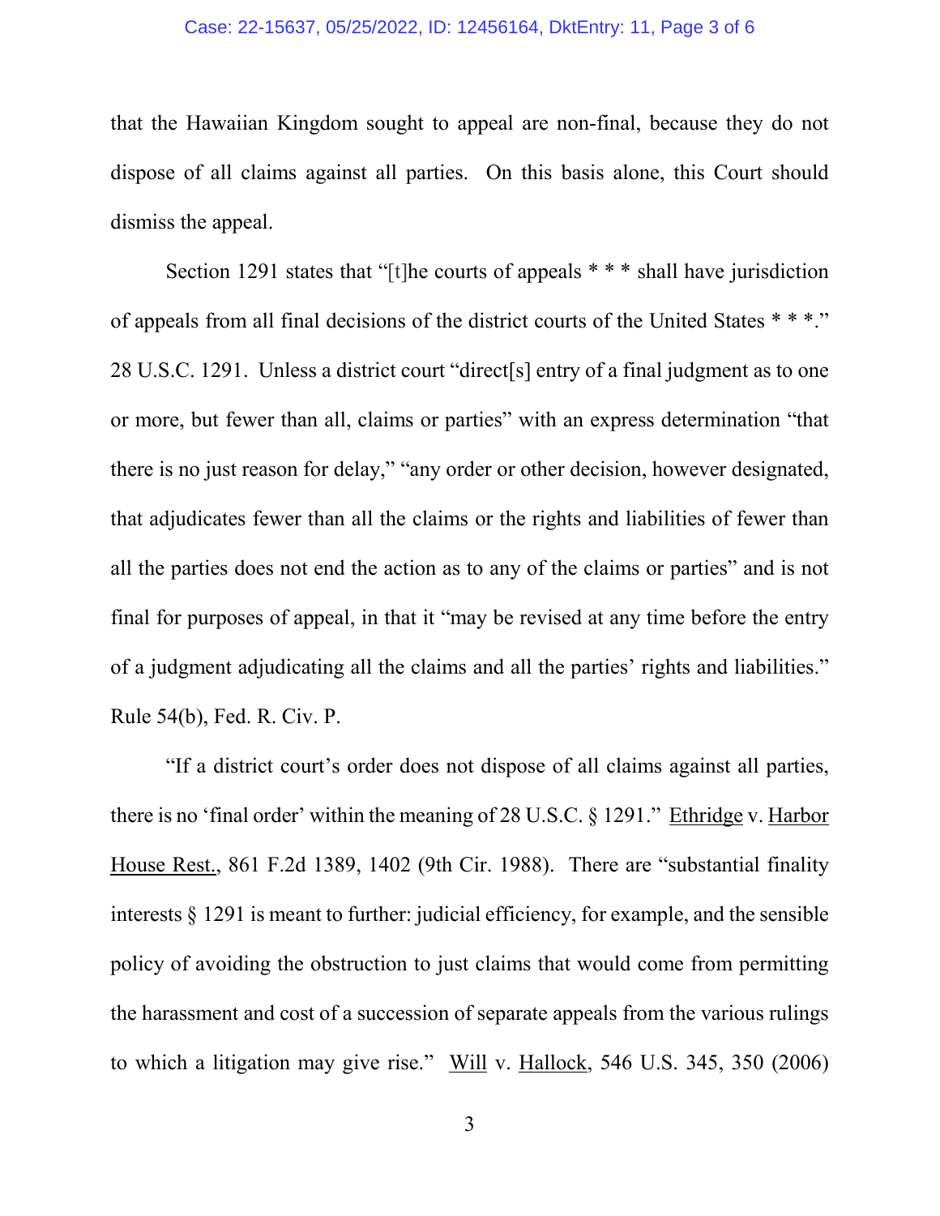that the Hawaiian Kingdom sought to appeal are non-final, because they do not dispose of all claims against all parties. On this basis alone, this Court should dismiss the appeal.

Section 1291 states that "[t]he courts of appeals * * * shall have jurisdiction of appeals from all final decisions of the district courts of the United States * * *." 28 U.S.C. 1291. Unless a district court "direct[s] entry of a final judgment as to one or more, but fewer than all, claims or parties" with an express determination "that there is no just reason for delay," "any order or other decision, however designated, that adjudicates fewer than all the claims or the rights and liabilities of fewer than all the parties does not end the action as to any of the claims or parties" and is not final for purposes of appeal, in that it "may be revised at any time before the entry of a judgment adjudicating all the claims and all the parties' rights and liabilities." Rule 54(b), Fed. R. Civ. P.

"If a district court's order does not dispose of all claims against all parties, there is no 'final order' within the meaning of 28 U.S.C. § 1291." Ethridge v. Harbor House Rest., 861 F.2d 1389, 1402 (9th Cir. 1988). There are "substantial finality interests § 1291 is meant to further: judicial efficiency, for example, and the sensible policy of avoiding the obstruction to just claims that would come from permitting the harassment and cost of a succession of separate appeals from the various rulings to which a litigation may give rise." Will v. Hallock, 546 U.S. 345, 350 (2006)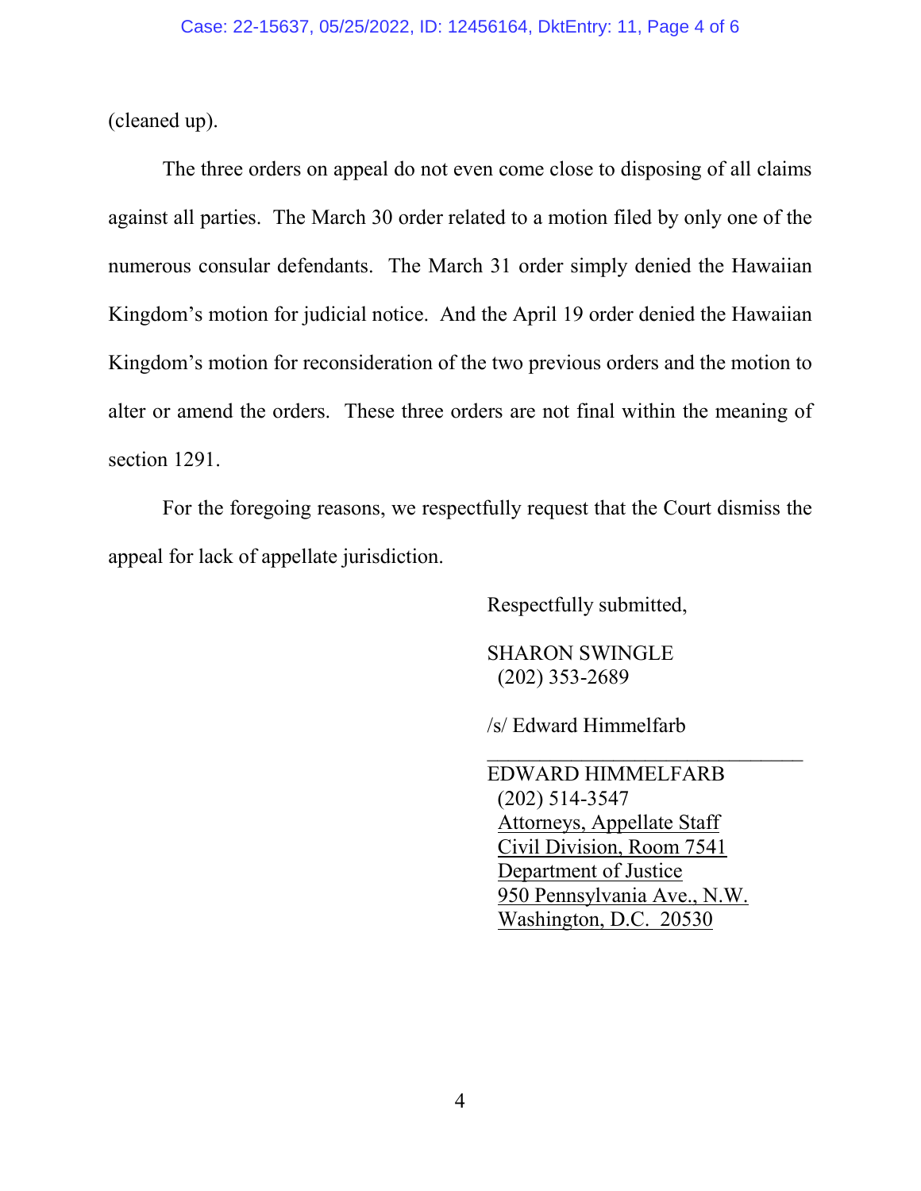(cleaned up).

The three orders on appeal do not even come close to disposing of all claims against all parties. The March 30 order related to a motion filed by only one of the numerous consular defendants. The March 31 order simply denied the Hawaiian Kingdom's motion for judicial notice. And the April 19 order denied the Hawaiian Kingdom's motion for reconsideration of the two previous orders and the motion to alter or amend the orders. These three orders are not final within the meaning of section 1291.

For the foregoing reasons, we respectfully request that the Court dismiss the appeal for lack of appellate jurisdiction.

Respectfully submitted,

SHARON SWINGLE
(202) 353-2689

/s/ Edward Himmelfarb
\_\_\_\_\_\_\_\_\_\_\_\_\_\_\_\_\_\_\_\_\_\_\_\_\_\_\_\_\_\_
EDWARD HIMMELFARB
(202) 514-3547
Attorneys, Appellate Staff
Civil Division, Room 7541
Department of Justice
950 Pennsylvania Ave., N.W.
Washington, D.C. 20530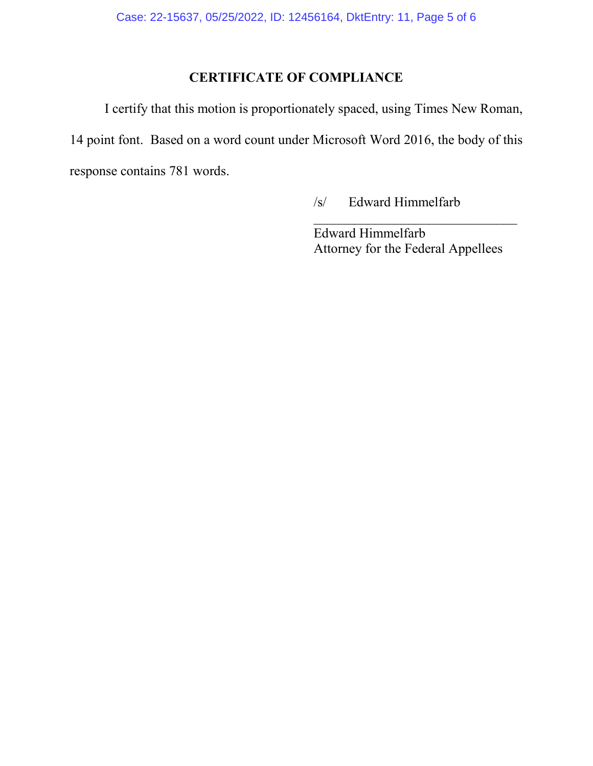## CERTIFICATE OF COMPLIANCE

I certify that this motion is proportionately spaced, using Times New Roman, 14 point font. Based on a word count under Microsoft Word 2016, the body of this response contains 781 words.

/s/ Edward Himmelfarb
______________________________
Edward Himmelfarb
Attorney for the Federal Appellees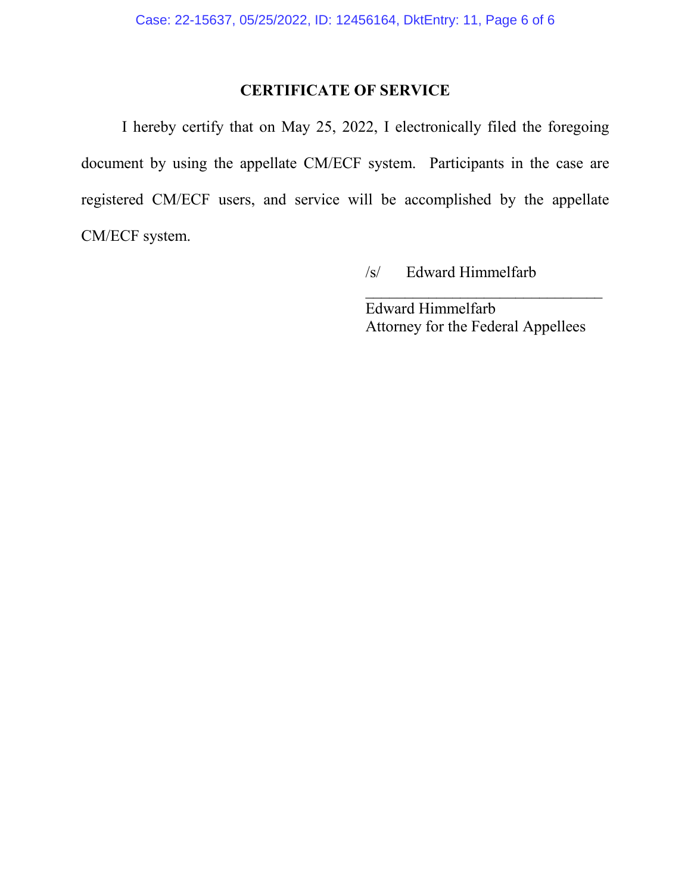## CERTIFICATE OF SERVICE

I hereby certify that on May 25, 2022, I electronically filed the foregoing document by using the appellate CM/ECF system. Participants in the case are registered CM/ECF users, and service will be accomplished by the appellate CM/ECF system.

/s/ Edward Himmelfarb
______________________________
Edward Himmelfarb
Attorney for the Federal Appellees